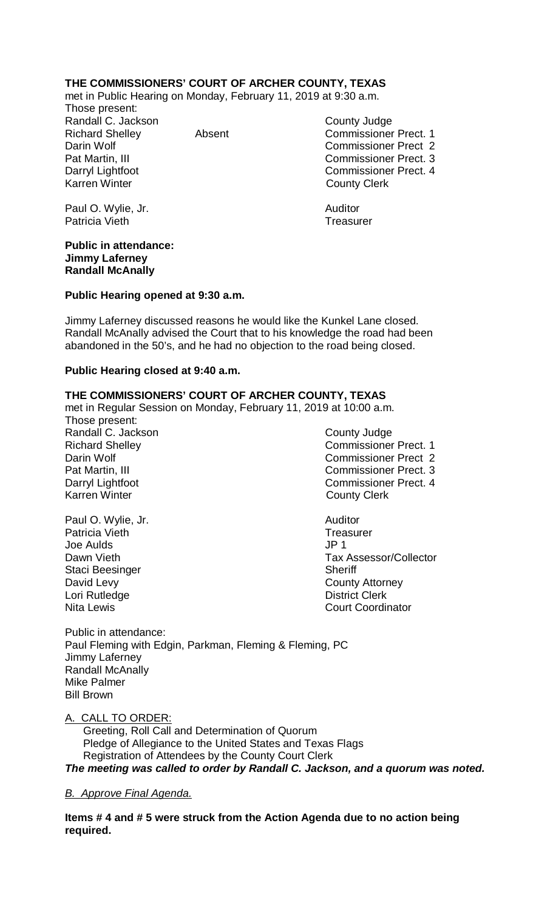**THE COMMISSIONERS' COURT OF ARCHER COUNTY, TEXAS**
met in Public Hearing on Monday, February 11, 2019 at 9:30 a.m.
Those present:

| | | |
|---|---|---|
| Randall C. Jackson | | County Judge |
| Richard Shelley | Absent | Commissioner Prect. 1 |
| Darin Wolf | | Commissioner Prect 2 |
| Pat Martin, III | | Commissioner Prect. 3 |
| Darryl Lightfoot | | Commissioner Prect. 4 |
| Karren Winter | | County Clerk |
| Paul O. Wylie, Jr. | | Auditor |
| Patricia Vieth | | Treasurer |

**Public in attendance:**
**Jimmy Laferney**
**Randall McAnally**

**Public Hearing opened at 9:30 a.m.**

Jimmy Laferney discussed reasons he would like the Kunkel Lane closed. Randall McAnally advised the Court that to his knowledge the road had been abandoned in the 50's, and he had no objection to the road being closed.

**Public Hearing closed at 9:40 a.m.**

**THE COMMISSIONERS' COURT OF ARCHER COUNTY, TEXAS**
met in Regular Session on Monday, February 11, 2019 at 10:00 a.m.
Those present:

| | |
|---|---|
| Randall C. Jackson | County Judge |
| Richard Shelley | Commissioner Prect. 1 |
| Darin Wolf | Commissioner Prect 2 |
| Pat Martin, III | Commissioner Prect. 3 |
| Darryl Lightfoot | Commissioner Prect. 4 |
| Karren Winter | County Clerk |
| Paul O. Wylie, Jr. | Auditor |
| Patricia Vieth | Treasurer |
| Joe Aulds | JP 1 |
| Dawn Vieth | Tax Assessor/Collector |
| Staci Beesinger | Sheriff |
| David Levy | County Attorney |
| Lori Rutledge | District Clerk |
| Nita Lewis | Court Coordinator |

Public in attendance:
Paul Fleming with Edgin, Parkman, Fleming & Fleming, PC
Jimmy Laferney
Randall McAnally
Mike Palmer
Bill Brown

A. CALL TO ORDER:
Greeting, Roll Call and Determination of Quorum
Pledge of Allegiance to the United States and Texas Flags
Registration of Attendees by the County Court Clerk
***The meeting was called to order by Randall C. Jackson, and a quorum was noted.***

*B. Approve Final Agenda.*

**Items # 4 and # 5 were struck from the Action Agenda due to no action being required.**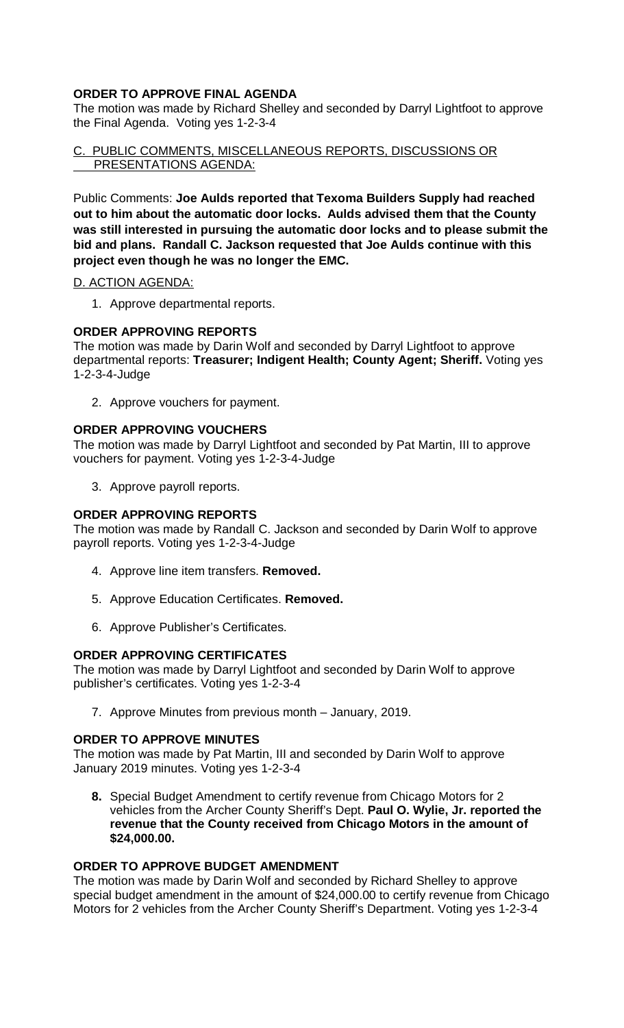**ORDER TO APPROVE FINAL AGENDA**

The motion was made by Richard Shelley and seconded by Darryl Lightfoot to approve the Final Agenda. Voting yes 1-2-3-4

C. PUBLIC COMMENTS, MISCELLANEOUS REPORTS, DISCUSSIONS OR PRESENTATIONS AGENDA:

Public Comments: **Joe Aulds reported that Texoma Builders Supply had reached out to him about the automatic door locks. Aulds advised them that the County was still interested in pursuing the automatic door locks and to please submit the bid and plans. Randall C. Jackson requested that Joe Aulds continue with this project even though he was no longer the EMC.**

D. ACTION AGENDA:

1. Approve departmental reports.

**ORDER APPROVING REPORTS**

The motion was made by Darin Wolf and seconded by Darryl Lightfoot to approve departmental reports: **Treasurer; Indigent Health; County Agent; Sheriff.** Voting yes 1-2-3-4-Judge

2. Approve vouchers for payment.

**ORDER APPROVING VOUCHERS**

The motion was made by Darryl Lightfoot and seconded by Pat Martin, III to approve vouchers for payment. Voting yes 1-2-3-4-Judge

3. Approve payroll reports.

**ORDER APPROVING REPORTS**

The motion was made by Randall C. Jackson and seconded by Darin Wolf to approve payroll reports. Voting yes 1-2-3-4-Judge

4. Approve line item transfers. **Removed.**

5. Approve Education Certificates. **Removed.**

6. Approve Publisher's Certificates.

**ORDER APPROVING CERTIFICATES**

The motion was made by Darryl Lightfoot and seconded by Darin Wolf to approve publisher's certificates. Voting yes 1-2-3-4

7. Approve Minutes from previous month – January, 2019.

**ORDER TO APPROVE MINUTES**

The motion was made by Pat Martin, III and seconded by Darin Wolf to approve January 2019 minutes. Voting yes 1-2-3-4

**8.** Special Budget Amendment to certify revenue from Chicago Motors for 2 vehicles from the Archer County Sheriff's Dept. **Paul O. Wylie, Jr. reported the revenue that the County received from Chicago Motors in the amount of $24,000.00.**

**ORDER TO APPROVE BUDGET AMENDMENT**

The motion was made by Darin Wolf and seconded by Richard Shelley to approve special budget amendment in the amount of $24,000.00 to certify revenue from Chicago Motors for 2 vehicles from the Archer County Sheriff's Department. Voting yes 1-2-3-4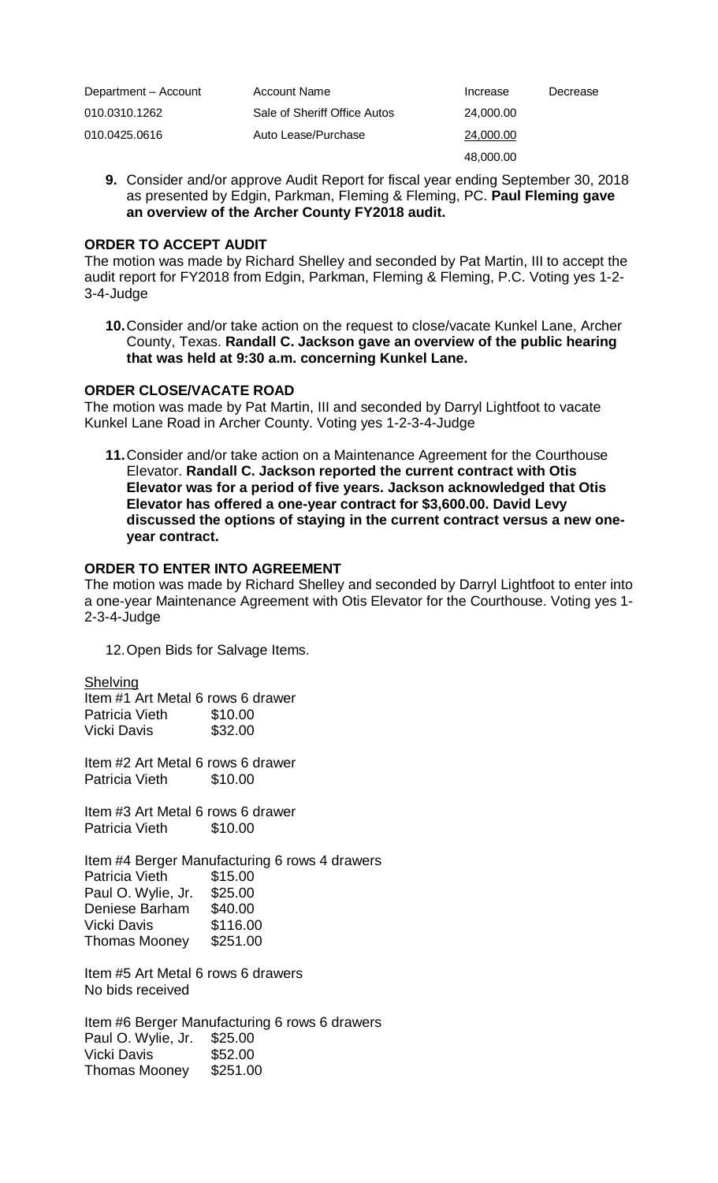| Department – Account | Account Name | Increase | Decrease |
|---|---|---|---|
| 010.0310.1262 | Sale of Sheriff Office Autos | 24,000.00 | |
| 010.0425.0616 | Auto Lease/Purchase | 24,000.00 | |
| | | 48,000.00 | |

**9.** Consider and/or approve Audit Report for fiscal year ending September 30, 2018 as presented by Edgin, Parkman, Fleming & Fleming, PC. **Paul Fleming gave an overview of the Archer County FY2018 audit.**

**ORDER TO ACCEPT AUDIT**

The motion was made by Richard Shelley and seconded by Pat Martin, III to accept the audit report for FY2018 from Edgin, Parkman, Fleming & Fleming, P.C. Voting yes 1-2-3-4-Judge

**10.** Consider and/or take action on the request to close/vacate Kunkel Lane, Archer County, Texas. **Randall C. Jackson gave an overview of the public hearing that was held at 9:30 a.m. concerning Kunkel Lane.**

**ORDER CLOSE/VACATE ROAD**

The motion was made by Pat Martin, III and seconded by Darryl Lightfoot to vacate Kunkel Lane Road in Archer County. Voting yes 1-2-3-4-Judge

**11.** Consider and/or take action on a Maintenance Agreement for the Courthouse Elevator. **Randall C. Jackson reported the current contract with Otis Elevator was for a period of five years. Jackson acknowledged that Otis Elevator has offered a one-year contract for $3,600.00. David Levy discussed the options of staying in the current contract versus a new one-year contract.**

**ORDER TO ENTER INTO AGREEMENT**

The motion was made by Richard Shelley and seconded by Darryl Lightfoot to enter into a one-year Maintenance Agreement with Otis Elevator for the Courthouse. Voting yes 1-2-3-4-Judge

12. Open Bids for Salvage Items.

Shelving

Item #1 Art Metal 6 rows 6 drawer
Patricia Vieth $10.00
Vicki Davis $32.00

Item #2 Art Metal 6 rows 6 drawer
Patricia Vieth $10.00

Item #3 Art Metal 6 rows 6 drawer
Patricia Vieth $10.00

Item #4 Berger Manufacturing 6 rows 4 drawers
Patricia Vieth $15.00
Paul O. Wylie, Jr. $25.00
Deniese Barham $40.00
Vicki Davis $116.00
Thomas Mooney $251.00

Item #5 Art Metal 6 rows 6 drawers
No bids received

Item #6 Berger Manufacturing 6 rows 6 drawers
Paul O. Wylie, Jr. $25.00
Vicki Davis $52.00
Thomas Mooney $251.00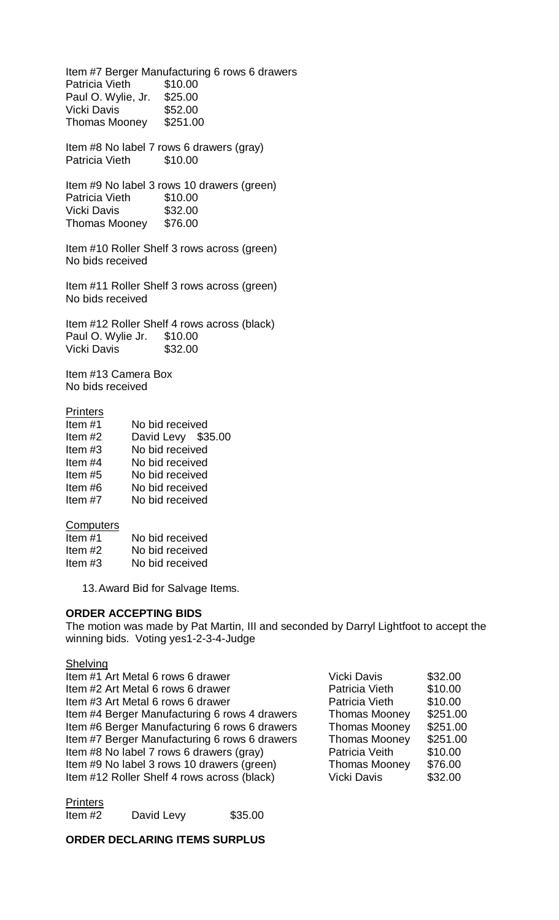Item #7 Berger Manufacturing 6 rows 6 drawers

| | |
|---|---|
| Patricia Vieth | $10.00 |
| Paul O. Wylie, Jr. | $25.00 |
| Vicki Davis | $52.00 |
| Thomas Mooney | $251.00 |

Item #8 No label 7 rows 6 drawers (gray)

| | |
|---|---|
| Patricia Vieth | $10.00 |

Item #9 No label 3 rows 10 drawers (green)

| | |
|---|---|
| Patricia Vieth | $10.00 |
| Vicki Davis | $32.00 |
| Thomas Mooney | $76.00 |

Item #10 Roller Shelf 3 rows across (green)
No bids received

Item #11 Roller Shelf 3 rows across (green)
No bids received

Item #12 Roller Shelf 4 rows across (black)

| | |
|---|---|
| Paul O. Wylie Jr. | $10.00 |
| Vicki Davis | $32.00 |

Item #13 Camera Box
No bids received

Printers

| | |
|---|---|
| Item #1 | No bid received |
| Item #2 | David Levy $35.00 |
| Item #3 | No bid received |
| Item #4 | No bid received |
| Item #5 | No bid received |
| Item #6 | No bid received |
| Item #7 | No bid received |

Computers

| | |
|---|---|
| Item #1 | No bid received |
| Item #2 | No bid received |
| Item #3 | No bid received |

13. Award Bid for Salvage Items.

**ORDER ACCEPTING BIDS**

The motion was made by Pat Martin, III and seconded by Darryl Lightfoot to accept the winning bids. Voting yes1-2-3-4-Judge

Shelving

| | | |
|---|---|---|
| Item #1 Art Metal 6 rows 6 drawer | Vicki Davis | $32.00 |
| Item #2 Art Metal 6 rows 6 drawer | Patricia Vieth | $10.00 |
| Item #3 Art Metal 6 rows 6 drawer | Patricia Vieth | $10.00 |
| Item #4 Berger Manufacturing 6 rows 4 drawers | Thomas Mooney | $251.00 |
| Item #6 Berger Manufacturing 6 rows 6 drawers | Thomas Mooney | $251.00 |
| Item #7 Berger Manufacturing 6 rows 6 drawers | Thomas Mooney | $251.00 |
| Item #8 No label 7 rows 6 drawers (gray) | Patricia Veith | $10.00 |
| Item #9 No label 3 rows 10 drawers (green) | Thomas Mooney | $76.00 |
| Item #12 Roller Shelf 4 rows across (black) | Vicki Davis | $32.00 |

Printers

| | | |
|---|---|---|
| Item #2 | David Levy | $35.00 |

**ORDER DECLARING ITEMS SURPLUS**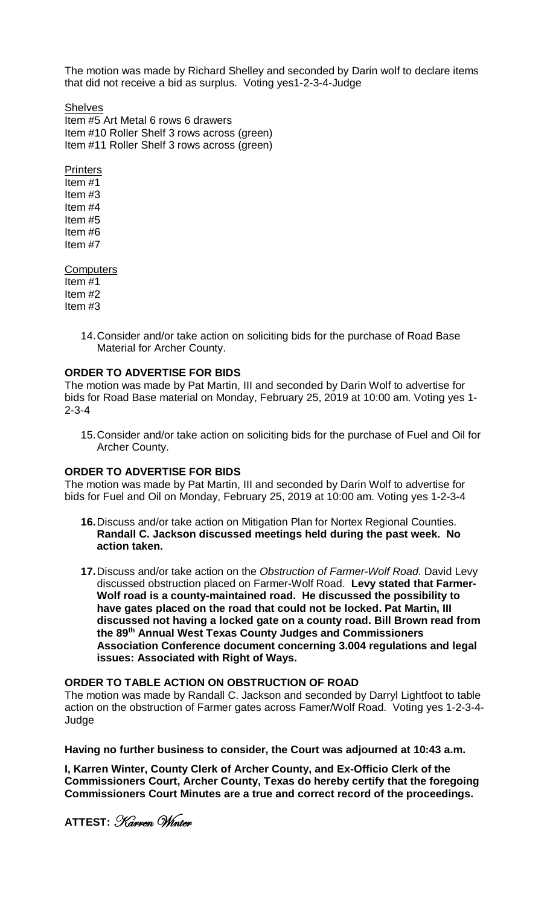The motion was made by Richard Shelley and seconded by Darin wolf to declare items that did not receive a bid as surplus. Voting yes1-2-3-4-Judge

Shelves
Item #5 Art Metal 6 rows 6 drawers
Item #10 Roller Shelf 3 rows across (green)
Item #11 Roller Shelf 3 rows across (green)

Printers
Item #1
Item #3
Item #4
Item #5
Item #6
Item #7

Computers
Item #1
Item #2
Item #3

14. Consider and/or take action on soliciting bids for the purchase of Road Base Material for Archer County.

**ORDER TO ADVERTISE FOR BIDS**
The motion was made by Pat Martin, III and seconded by Darin Wolf to advertise for bids for Road Base material on Monday, February 25, 2019 at 10:00 am. Voting yes 1-2-3-4

15. Consider and/or take action on soliciting bids for the purchase of Fuel and Oil for Archer County.

**ORDER TO ADVERTISE FOR BIDS**
The motion was made by Pat Martin, III and seconded by Darin Wolf to advertise for bids for Fuel and Oil on Monday, February 25, 2019 at 10:00 am. Voting yes 1-2-3-4

**16.** Discuss and/or take action on Mitigation Plan for Nortex Regional Counties. **Randall C. Jackson discussed meetings held during the past week. No action taken.**

**17.** Discuss and/or take action on the *Obstruction of Farmer-Wolf Road.* David Levy discussed obstruction placed on Farmer-Wolf Road. **Levy stated that Farmer-Wolf road is a county-maintained road. He discussed the possibility to have gates placed on the road that could not be locked. Pat Martin, III discussed not having a locked gate on a county road. Bill Brown read from the 89th Annual West Texas County Judges and Commissioners Association Conference document concerning 3.004 regulations and legal issues: Associated with Right of Ways.**

**ORDER TO TABLE ACTION ON OBSTRUCTION OF ROAD**
The motion was made by Randall C. Jackson and seconded by Darryl Lightfoot to table action on the obstruction of Farmer gates across Famer/Wolf Road. Voting yes 1-2-3-4-Judge

**Having no further business to consider, the Court was adjourned at 10:43 a.m.**

**I, Karren Winter, County Clerk of Archer County, and Ex-Officio Clerk of the Commissioners Court, Archer County, Texas do hereby certify that the foregoing Commissioners Court Minutes are a true and correct record of the proceedings.**

**ATTEST:** *Karren Winter*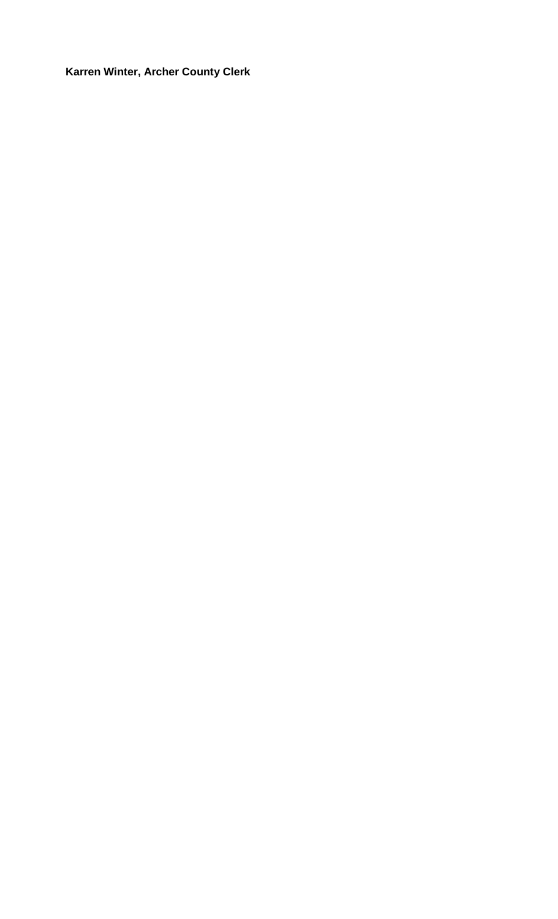**Karren Winter, Archer County Clerk**